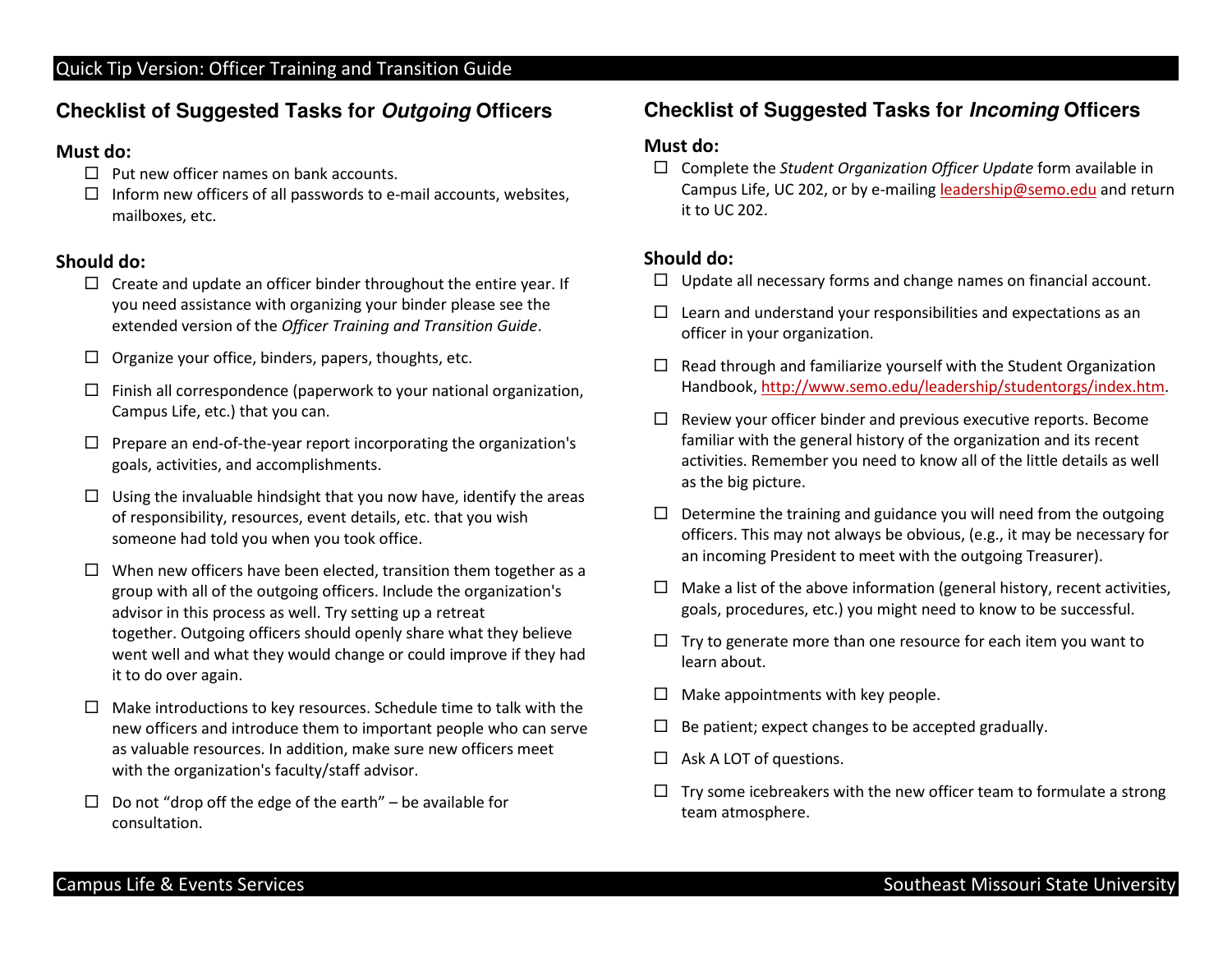## Checklist of Suggested Tasks for *Outgoing* Officers

### Must do:

- ☐ Put new officer names on bank accounts.
- ☐ Inform new officers of all passwords to e-mail accounts, websites, mailboxes, etc.

### Should do:

- ☐ Create and update an officer binder throughout the entire year. If you need assistance with organizing your binder please see the extended version of the *Officer Training and Transition Guide*.
- ☐ Organize your office, binders, papers, thoughts, etc.
- ☐ Finish all correspondence (paperwork to your national organization, Campus Life, etc.) that you can.
- ☐ Prepare an end-of-the-year report incorporating the organization's goals, activities, and accomplishments.
- ☐ Using the invaluable hindsight that you now have, identify the areas of responsibility, resources, event details, etc. that you wish someone had told you when you took office.
- ☐ When new officers have been elected, transition them together as a group with all of the outgoing officers. Include the organization's advisor in this process as well. Try setting up a retreat together. Outgoing officers should openly share what they believe went well and what they would change or could improve if they had it to do over again.
- ☐ Make introductions to key resources. Schedule time to talk with the new officers and introduce them to important people who can serve as valuable resources. In addition, make sure new officers meet with the organization's faculty/staff advisor.
- ☐ Do not "drop off the edge of the earth" – be available for consultation.

## Checklist of Suggested Tasks for *Incoming* Officers

### Must do:

- ☐ Complete the *Student Organization Officer Update* form available in Campus Life, UC 202, or by e-mailing leadership@semo.edu and return it to UC 202.

### Should do:

- ☐ Update all necessary forms and change names on financial account.
- ☐ Learn and understand your responsibilities and expectations as an officer in your organization.
- ☐ Read through and familiarize yourself with the Student Organization Handbook, http://www.semo.edu/leadership/studentorgs/index.htm.
- ☐ Review your officer binder and previous executive reports. Become familiar with the general history of the organization and its recent activities. Remember you need to know all of the little details as well as the big picture.
- ☐ Determine the training and guidance you will need from the outgoing officers. This may not always be obvious, (e.g., it may be necessary for an incoming President to meet with the outgoing Treasurer).
- ☐ Make a list of the above information (general history, recent activities, goals, procedures, etc.) you might need to know to be successful.
- ☐ Try to generate more than one resource for each item you want to learn about.
- ☐ Make appointments with key people.
- ☐ Be patient; expect changes to be accepted gradually.
- ☐ Ask A LOT of questions.
- ☐ Try some icebreakers with the new officer team to formulate a strong team atmosphere.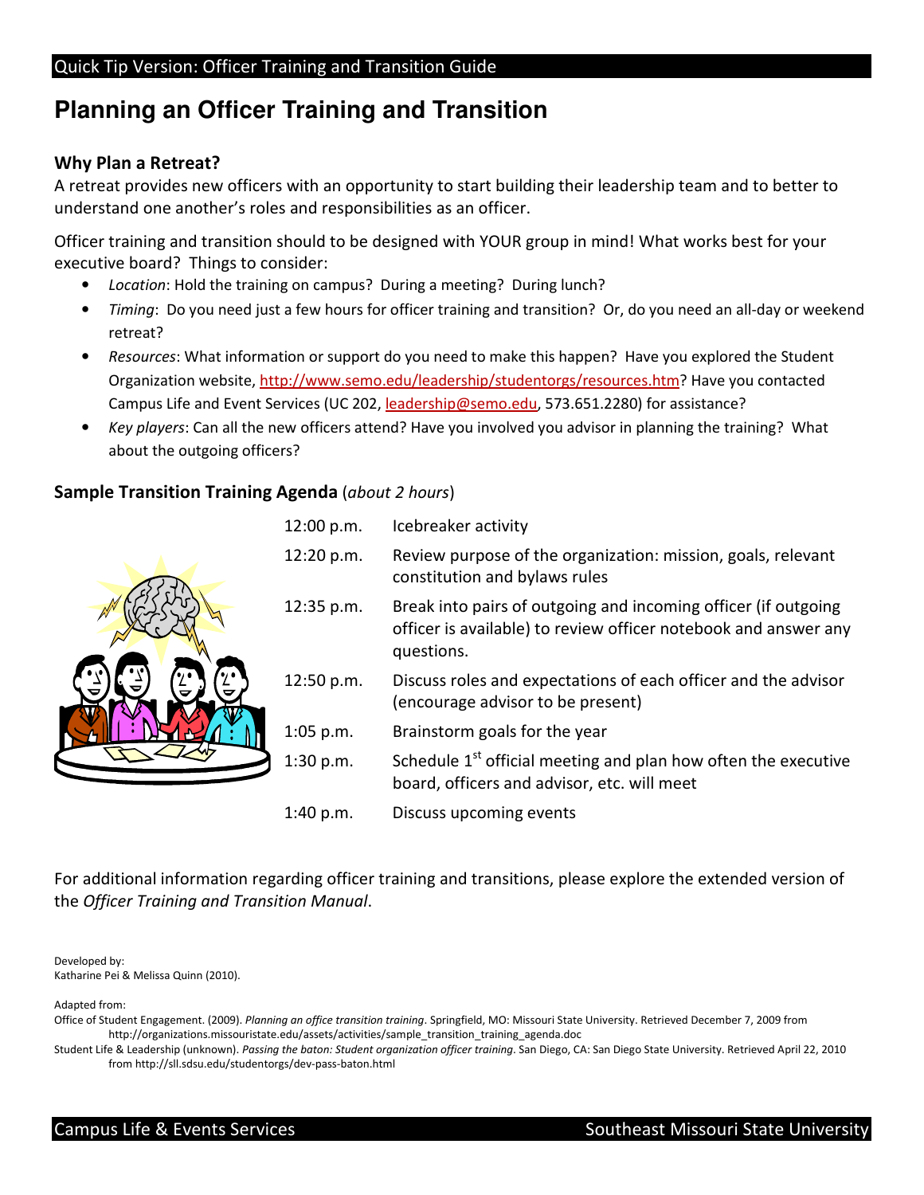# Planning an Officer Training and Transition

## Why Plan a Retreat?

A retreat provides new officers with an opportunity to start building their leadership team and to better to understand one another's roles and responsibilities as an officer.

Officer training and transition should to be designed with YOUR group in mind! What works best for your executive board? Things to consider:

- *Location*: Hold the training on campus? During a meeting? During lunch?
- *Timing*: Do you need just a few hours for officer training and transition? Or, do you need an all-day or weekend retreat?
- *Resources*: What information or support do you need to make this happen? Have you explored the Student Organization website, http://www.semo.edu/leadership/studentorgs/resources.htm? Have you contacted Campus Life and Event Services (UC 202, leadership@semo.edu, 573.651.2280) for assistance?
- *Key players*: Can all the new officers attend? Have you involved you advisor in planning the training? What about the outgoing officers?

## Sample Transition Training Agenda (*about 2 hours*)

| | |
|---|---|
| 12:00 p.m. | Icebreaker activity |
| 12:20 p.m. | Review purpose of the organization: mission, goals, relevant constitution and bylaws rules |
| 12:35 p.m. | Break into pairs of outgoing and incoming officer (if outgoing officer is available) to review officer notebook and answer any questions. |
| 12:50 p.m. | Discuss roles and expectations of each officer and the advisor (encourage advisor to be present) |
| 1:05 p.m. | Brainstorm goals for the year |
| 1:30 p.m. | Schedule 1st official meeting and plan how often the executive board, officers and advisor, etc. will meet |
| 1:40 p.m. | Discuss upcoming events |

For additional information regarding officer training and transitions, please explore the extended version of the *Officer Training and Transition Manual*.

Developed by:
Katharine Pei & Melissa Quinn (2010).

Adapted from:

Office of Student Engagement. (2009). *Planning an office transition training*. Springfield, MO: Missouri State University. Retrieved December 7, 2009 from http://organizations.missouristate.edu/assets/activities/sample_transition_training_agenda.doc

Student Life & Leadership (unknown). *Passing the baton: Student organization officer training*. San Diego, CA: San Diego State University. Retrieved April 22, 2010 from http://sll.sdsu.edu/studentorgs/dev-pass-baton.html